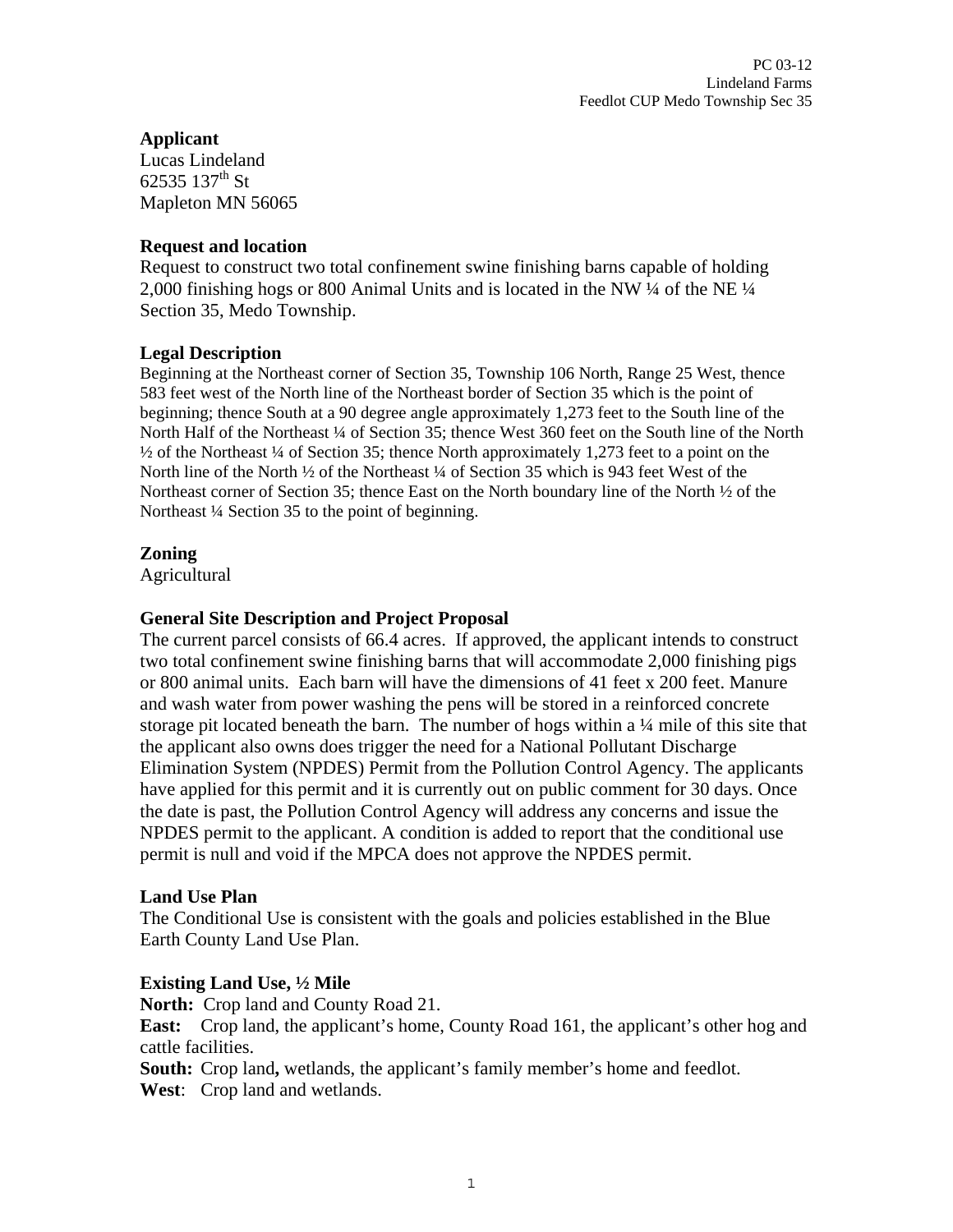PC 03-12
Lindeland Farms
Feedlot CUP Medo Township Sec 35

**Applicant**
Lucas Lindeland
62535 137th St
Mapleton MN 56065

**Request and location**
Request to construct two total confinement swine finishing barns capable of holding 2,000 finishing hogs or 800 Animal Units and is located in the NW ¼ of the NE ¼ Section 35, Medo Township.

**Legal Description**
Beginning at the Northeast corner of Section 35, Township 106 North, Range 25 West, thence 583 feet west of the North line of the Northeast border of Section 35 which is the point of beginning; thence South at a 90 degree angle approximately 1,273 feet to the South line of the North Half of the Northeast ¼ of Section 35; thence West 360 feet on the South line of the North ½ of the Northeast ¼ of Section 35; thence North approximately 1,273 feet to a point on the North line of the North ½ of the Northeast ¼ of Section 35 which is 943 feet West of the Northeast corner of Section 35; thence East on the North boundary line of the North ½ of the Northeast ¼ Section 35 to the point of beginning.

**Zoning**
Agricultural

**General Site Description and Project Proposal**
The current parcel consists of 66.4 acres. If approved, the applicant intends to construct two total confinement swine finishing barns that will accommodate 2,000 finishing pigs or 800 animal units. Each barn will have the dimensions of 41 feet x 200 feet. Manure and wash water from power washing the pens will be stored in a reinforced concrete storage pit located beneath the barn. The number of hogs within a ¼ mile of this site that the applicant also owns does trigger the need for a National Pollutant Discharge Elimination System (NPDES) Permit from the Pollution Control Agency. The applicants have applied for this permit and it is currently out on public comment for 30 days. Once the date is past, the Pollution Control Agency will address any concerns and issue the NPDES permit to the applicant. A condition is added to report that the conditional use permit is null and void if the MPCA does not approve the NPDES permit.

**Land Use Plan**
The Conditional Use is consistent with the goals and policies established in the Blue Earth County Land Use Plan.

**Existing Land Use, ½ Mile**
**North:** Crop land and County Road 21.
**East:** Crop land, the applicant's home, County Road 161, the applicant's other hog and cattle facilities.
**South:** Crop land**,** wetlands, the applicant's family member's home and feedlot.
**West**: Crop land and wetlands.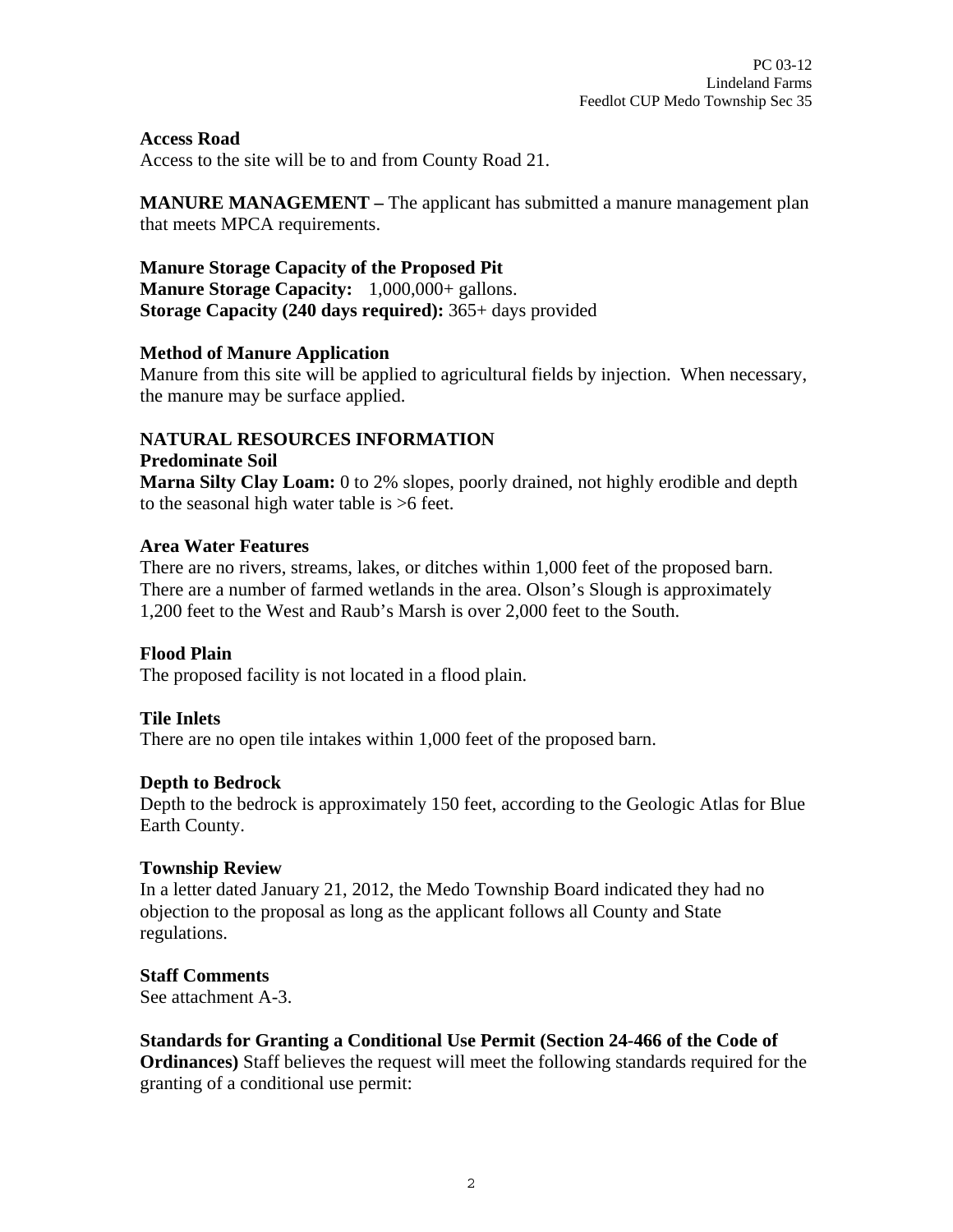**Access Road**
Access to the site will be to and from County Road 21.

**MANURE MANAGEMENT –** The applicant has submitted a manure management plan that meets MPCA requirements.

**Manure Storage Capacity of the Proposed Pit**
**Manure Storage Capacity:** 1,000,000+ gallons.
**Storage Capacity (240 days required):** 365+ days provided

**Method of Manure Application**
Manure from this site will be applied to agricultural fields by injection. When necessary, the manure may be surface applied.

**NATURAL RESOURCES INFORMATION**
**Predominate Soil**
**Marna Silty Clay Loam:** 0 to 2% slopes, poorly drained, not highly erodible and depth to the seasonal high water table is >6 feet.

**Area Water Features**
There are no rivers, streams, lakes, or ditches within 1,000 feet of the proposed barn. There are a number of farmed wetlands in the area. Olson's Slough is approximately 1,200 feet to the West and Raub's Marsh is over 2,000 feet to the South.

**Flood Plain**
The proposed facility is not located in a flood plain.

**Tile Inlets**
There are no open tile intakes within 1,000 feet of the proposed barn.

**Depth to Bedrock**
Depth to the bedrock is approximately 150 feet, according to the Geologic Atlas for Blue Earth County.

**Township Review**
In a letter dated January 21, 2012, the Medo Township Board indicated they had no objection to the proposal as long as the applicant follows all County and State regulations.

**Staff Comments**
See attachment A-3.

**Standards for Granting a Conditional Use Permit (Section 24-466 of the Code of Ordinances)** Staff believes the request will meet the following standards required for the granting of a conditional use permit: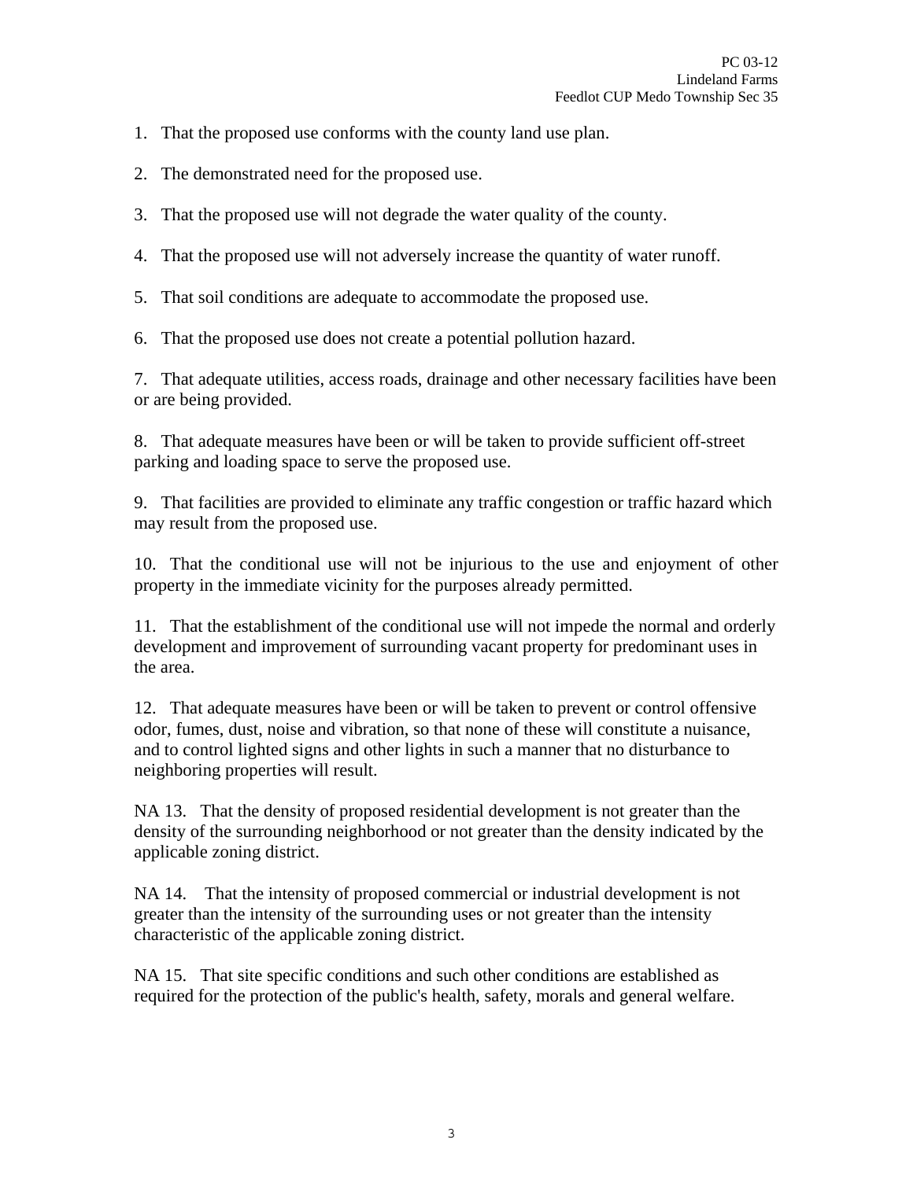1. That the proposed use conforms with the county land use plan.

2. The demonstrated need for the proposed use.

3. That the proposed use will not degrade the water quality of the county.

4. That the proposed use will not adversely increase the quantity of water runoff.

5. That soil conditions are adequate to accommodate the proposed use.

6. That the proposed use does not create a potential pollution hazard.

7. That adequate utilities, access roads, drainage and other necessary facilities have been or are being provided.

8. That adequate measures have been or will be taken to provide sufficient off-street parking and loading space to serve the proposed use.

9. That facilities are provided to eliminate any traffic congestion or traffic hazard which may result from the proposed use.

10. That the conditional use will not be injurious to the use and enjoyment of other property in the immediate vicinity for the purposes already permitted.

11. That the establishment of the conditional use will not impede the normal and orderly development and improvement of surrounding vacant property for predominant uses in the area.

12. That adequate measures have been or will be taken to prevent or control offensive odor, fumes, dust, noise and vibration, so that none of these will constitute a nuisance, and to control lighted signs and other lights in such a manner that no disturbance to neighboring properties will result.

NA 13. That the density of proposed residential development is not greater than the density of the surrounding neighborhood or not greater than the density indicated by the applicable zoning district.

NA 14. That the intensity of proposed commercial or industrial development is not greater than the intensity of the surrounding uses or not greater than the intensity characteristic of the applicable zoning district.

NA 15. That site specific conditions and such other conditions are established as required for the protection of the public's health, safety, morals and general welfare.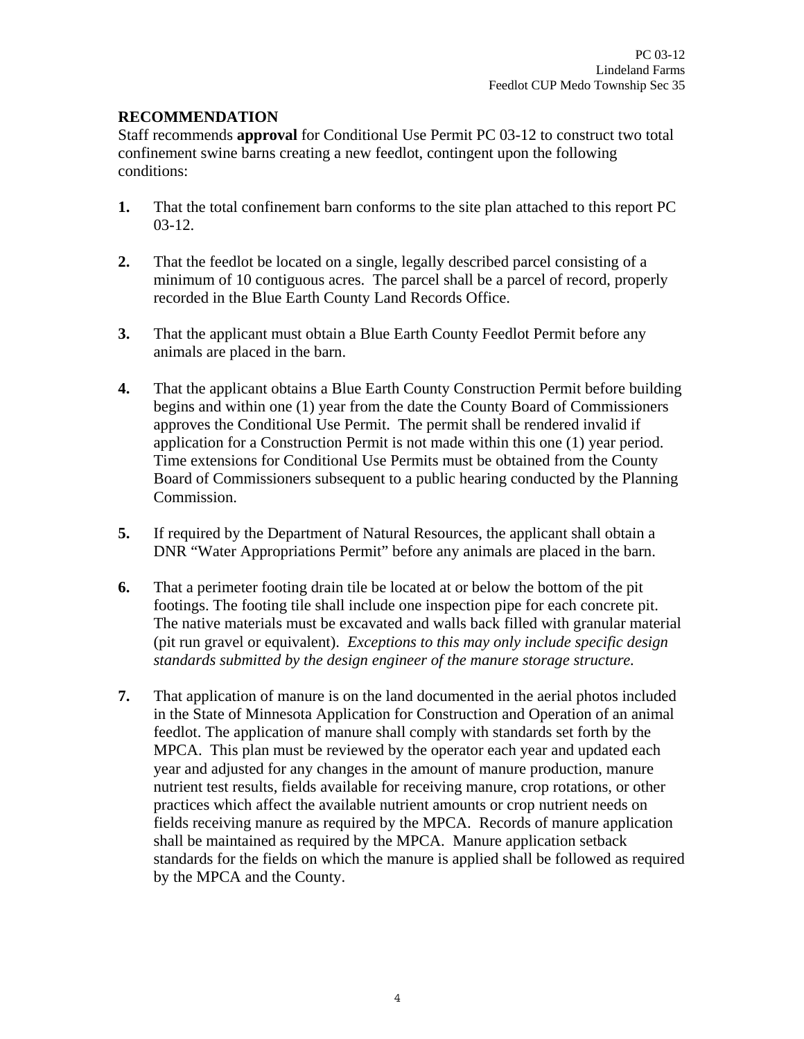## RECOMMENDATION

Staff recommends **approval** for Conditional Use Permit PC 03-12 to construct two total confinement swine barns creating a new feedlot, contingent upon the following conditions:

**1.** That the total confinement barn conforms to the site plan attached to this report PC 03-12.

**2.** That the feedlot be located on a single, legally described parcel consisting of a minimum of 10 contiguous acres. The parcel shall be a parcel of record, properly recorded in the Blue Earth County Land Records Office.

**3.** That the applicant must obtain a Blue Earth County Feedlot Permit before any animals are placed in the barn.

**4.** That the applicant obtains a Blue Earth County Construction Permit before building begins and within one (1) year from the date the County Board of Commissioners approves the Conditional Use Permit. The permit shall be rendered invalid if application for a Construction Permit is not made within this one (1) year period. Time extensions for Conditional Use Permits must be obtained from the County Board of Commissioners subsequent to a public hearing conducted by the Planning Commission.

**5.** If required by the Department of Natural Resources, the applicant shall obtain a DNR "Water Appropriations Permit" before any animals are placed in the barn.

**6.** That a perimeter footing drain tile be located at or below the bottom of the pit footings. The footing tile shall include one inspection pipe for each concrete pit. The native materials must be excavated and walls back filled with granular material (pit run gravel or equivalent). *Exceptions to this may only include specific design standards submitted by the design engineer of the manure storage structure.*

**7.** That application of manure is on the land documented in the aerial photos included in the State of Minnesota Application for Construction and Operation of an animal feedlot. The application of manure shall comply with standards set forth by the MPCA. This plan must be reviewed by the operator each year and updated each year and adjusted for any changes in the amount of manure production, manure nutrient test results, fields available for receiving manure, crop rotations, or other practices which affect the available nutrient amounts or crop nutrient needs on fields receiving manure as required by the MPCA. Records of manure application shall be maintained as required by the MPCA. Manure application setback standards for the fields on which the manure is applied shall be followed as required by the MPCA and the County.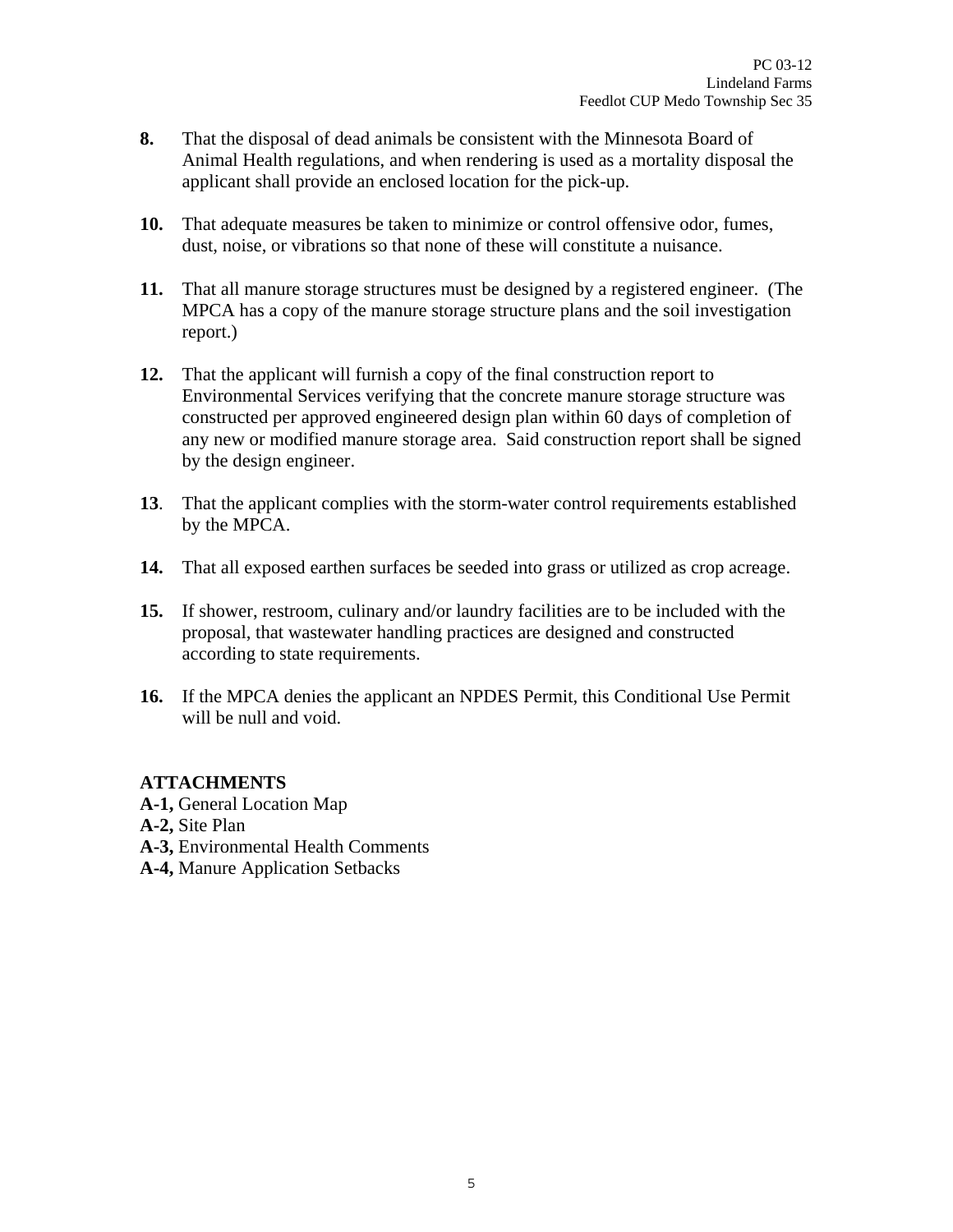**8.** That the disposal of dead animals be consistent with the Minnesota Board of Animal Health regulations, and when rendering is used as a mortality disposal the applicant shall provide an enclosed location for the pick-up.

**10.** That adequate measures be taken to minimize or control offensive odor, fumes, dust, noise, or vibrations so that none of these will constitute a nuisance.

**11.** That all manure storage structures must be designed by a registered engineer. (The MPCA has a copy of the manure storage structure plans and the soil investigation report.)

**12.** That the applicant will furnish a copy of the final construction report to Environmental Services verifying that the concrete manure storage structure was constructed per approved engineered design plan within 60 days of completion of any new or modified manure storage area. Said construction report shall be signed by the design engineer.

**13**. That the applicant complies with the storm-water control requirements established by the MPCA.

**14.** That all exposed earthen surfaces be seeded into grass or utilized as crop acreage.

**15.** If shower, restroom, culinary and/or laundry facilities are to be included with the proposal, that wastewater handling practices are designed and constructed according to state requirements.

**16.** If the MPCA denies the applicant an NPDES Permit, this Conditional Use Permit will be null and void.

**ATTACHMENTS**
**A-1,** General Location Map
**A-2,** Site Plan
**A-3,** Environmental Health Comments
**A-4,** Manure Application Setbacks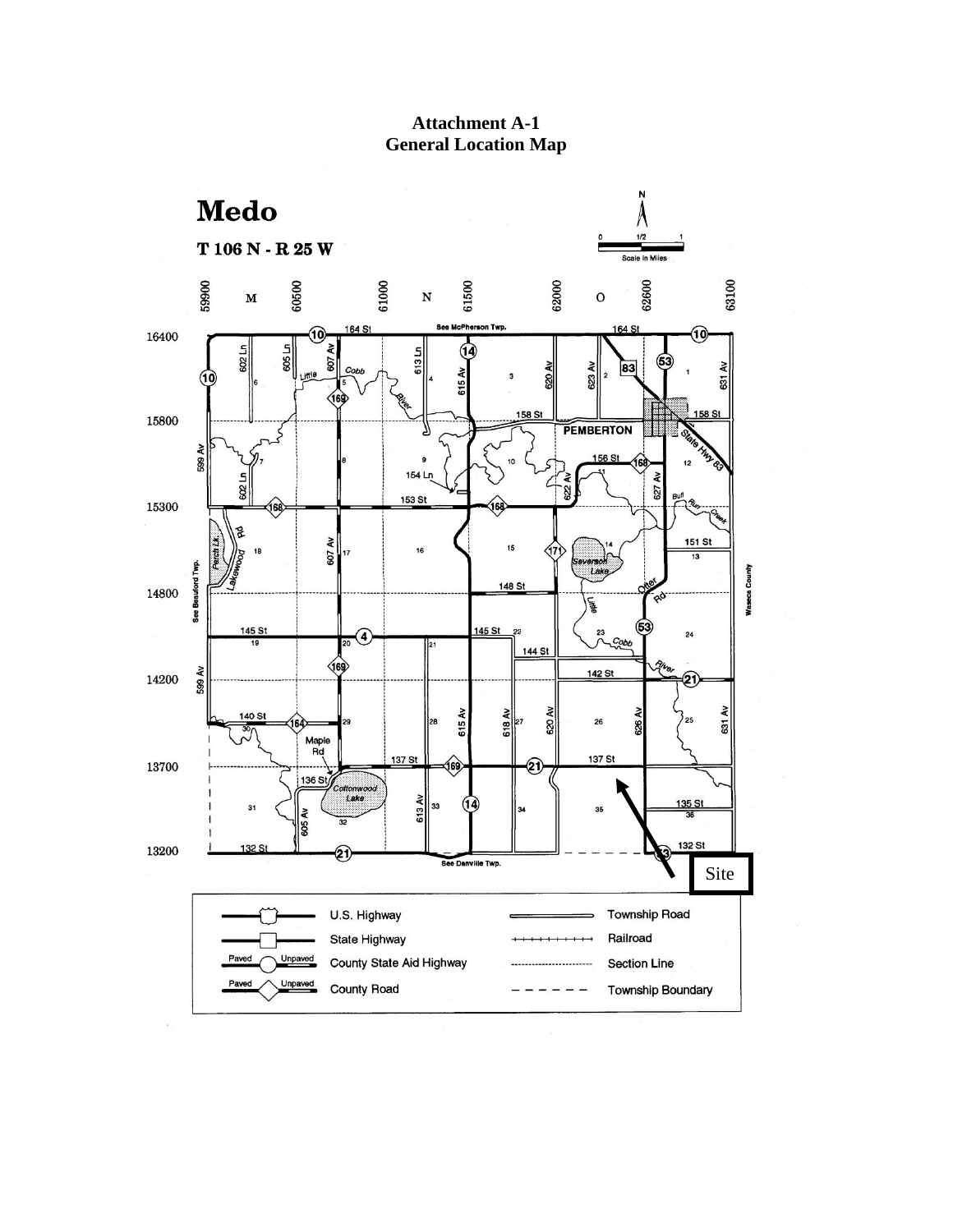**Attachment A-1**
**General Location Map**

# Medo

**T 106 N - R 25 W**

Site

| Symbol | Description | Symbol | Description |
|---|---|---|---|
| | U.S. Highway | | Township Road |
| | State Highway | | Railroad |
| Paved / Unpaved | County State Aid Highway | | Section Line |
| Paved / Unpaved | County Road | | Township Boundary |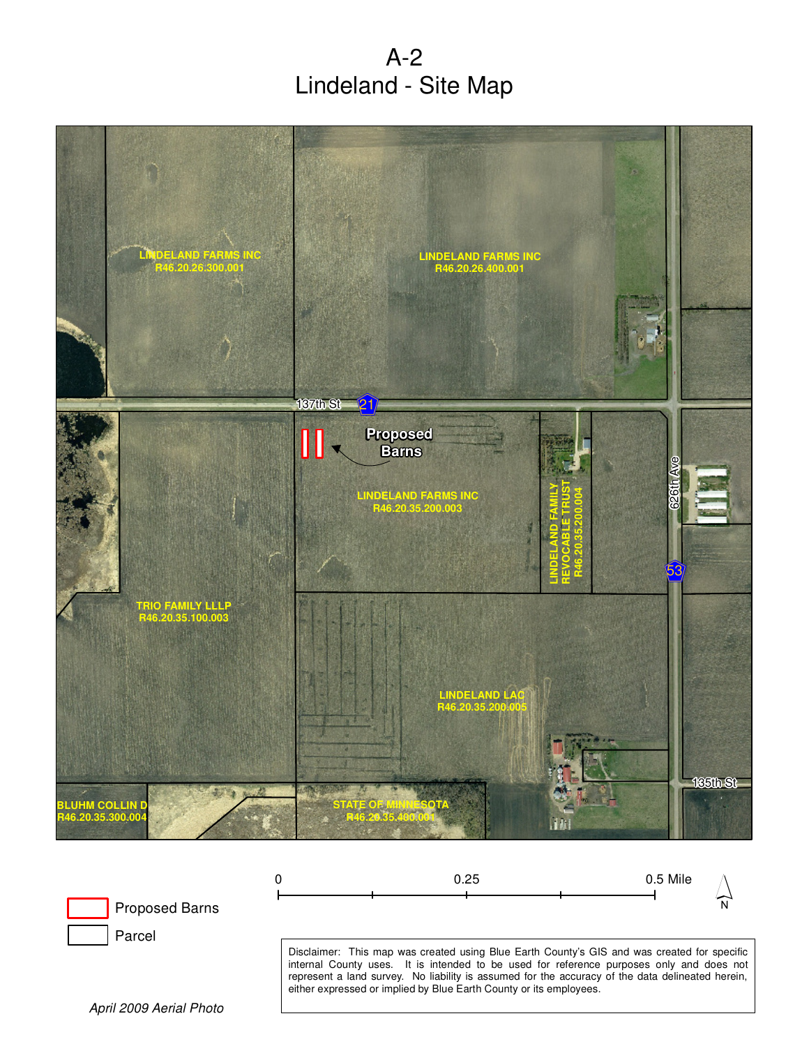# A-2
# Lindeland - Site Map

LINDELAND FARMS INC
R46.20.26.300.001

LINDELAND FARMS INC
R46.20.26.400.001

137th St

21

Proposed Barns

LINDELAND FARMS INC
R46.20.35.200.003

LINDELAND FAMILY REVOCABLE TRUST
R46.20.35.200.004

626th Ave

53

TRIO FAMILY LLLP
R46.20.35.100.003

LINDELAND LAC
R46.20.35.200.005

135th St

BLUHM COLLIN D
R46.20.35.300.004

STATE OF MINNESOTA
R46.20.35.400.001

Proposed Barns

Parcel

0 0.25 0.5 Mile

N

Disclaimer: This map was created using Blue Earth County's GIS and was created for specific internal County uses. It is intended to be used for reference purposes only and does not represent a land survey. No liability is assumed for the accuracy of the data delineated herein, either expressed or implied by Blue Earth County or its employees.

*April 2009 Aerial Photo*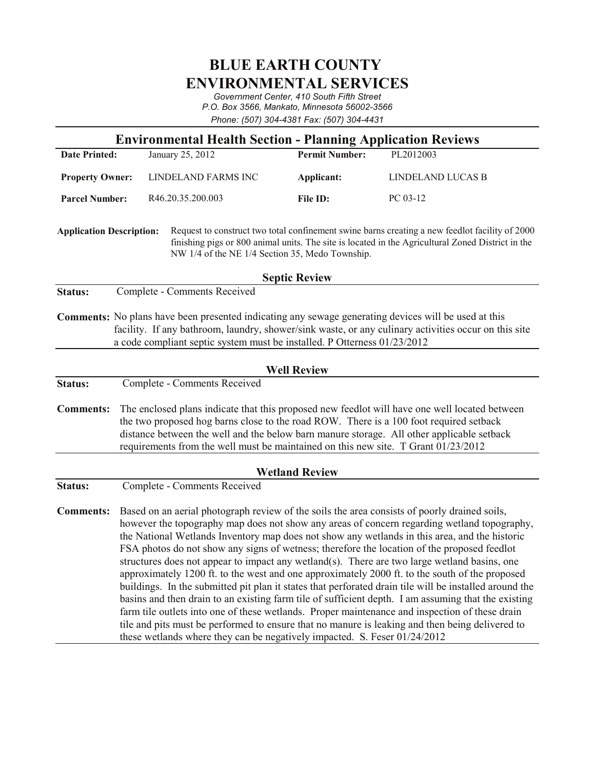# BLUE EARTH COUNTY
# ENVIRONMENTAL SERVICES

*Government Center, 410 South Fifth Street*
*P.O. Box 3566, Mankato, Minnesota 56002-3566*
*Phone: (507) 304-4381 Fax: (507) 304-4431*

## Environmental Health Section - Planning Application Reviews

| | | | |
|---|---|---|---|
| **Date Printed:** | January 25, 2012 | **Permit Number:** | PL2012003 |
| **Property Owner:** | LINDELAND FARMS INC | **Applicant:** | LINDELAND LUCAS B |
| **Parcel Number:** | R46.20.35.200.003 | **File ID:** | PC 03-12 |

**Application Description:** Request to construct two total confinement swine barns creating a new feedlot facility of 2000 finishing pigs or 800 animal units. The site is located in the Agricultural Zoned District in the NW 1/4 of the NE 1/4 Section 35, Medo Township.

### Septic Review

**Status:** Complete - Comments Received

**Comments:** No plans have been presented indicating any sewage generating devices will be used at this facility. If any bathroom, laundry, shower/sink waste, or any culinary activities occur on this site a code compliant septic system must be installed. P Otterness 01/23/2012

### Well Review

**Status:** Complete - Comments Received

**Comments:** The enclosed plans indicate that this proposed new feedlot will have one well located between the two proposed hog barns close to the road ROW. There is a 100 foot required setback distance between the well and the below barn manure storage. All other applicable setback requirements from the well must be maintained on this new site. T Grant 01/23/2012

### Wetland Review

**Status:** Complete - Comments Received

**Comments:** Based on an aerial photograph review of the soils the area consists of poorly drained soils, however the topography map does not show any areas of concern regarding wetland topography, the National Wetlands Inventory map does not show any wetlands in this area, and the historic FSA photos do not show any signs of wetness; therefore the location of the proposed feedlot structures does not appear to impact any wetland(s). There are two large wetland basins, one approximately 1200 ft. to the west and one approximately 2000 ft. to the south of the proposed buildings. In the submitted pit plan it states that perforated drain tile will be installed around the basins and then drain to an existing farm tile of sufficient depth. I am assuming that the existing farm tile outlets into one of these wetlands. Proper maintenance and inspection of these drain tile and pits must be performed to ensure that no manure is leaking and then being delivered to these wetlands where they can be negatively impacted. S. Feser 01/24/2012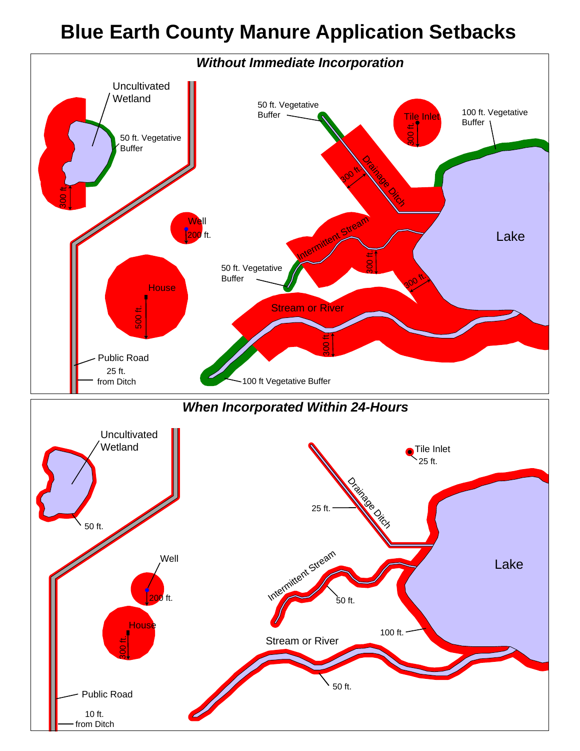# Blue Earth County Manure Application Setbacks

## *Without Immediate Incorporation*

Uncultivated Wetland

50 ft. Vegetative Buffer

300 ft.

Well

200 ft.

House

500 ft.

Public Road

25 ft. from Ditch

50 ft. Vegetative Buffer

Tile Inlet

300 ft.

100 ft. Vegetative Buffer

Drainage Ditch

300 ft.

Lake

Intermittent Stream

300 ft.

50 ft. Vegetative Buffer

300 ft.

Stream or River

300 ft.

100 ft Vegetative Buffer

## *When Incorporated Within 24-Hours*

Uncultivated Wetland

50 ft.

Well

200 ft.

House

300 ft.

Public Road

10 ft. from Ditch

Tile Inlet

25 ft.

Drainage Ditch

25 ft.

Lake

Intermittent Stream

50 ft.

100 ft.

Stream or River

50 ft.